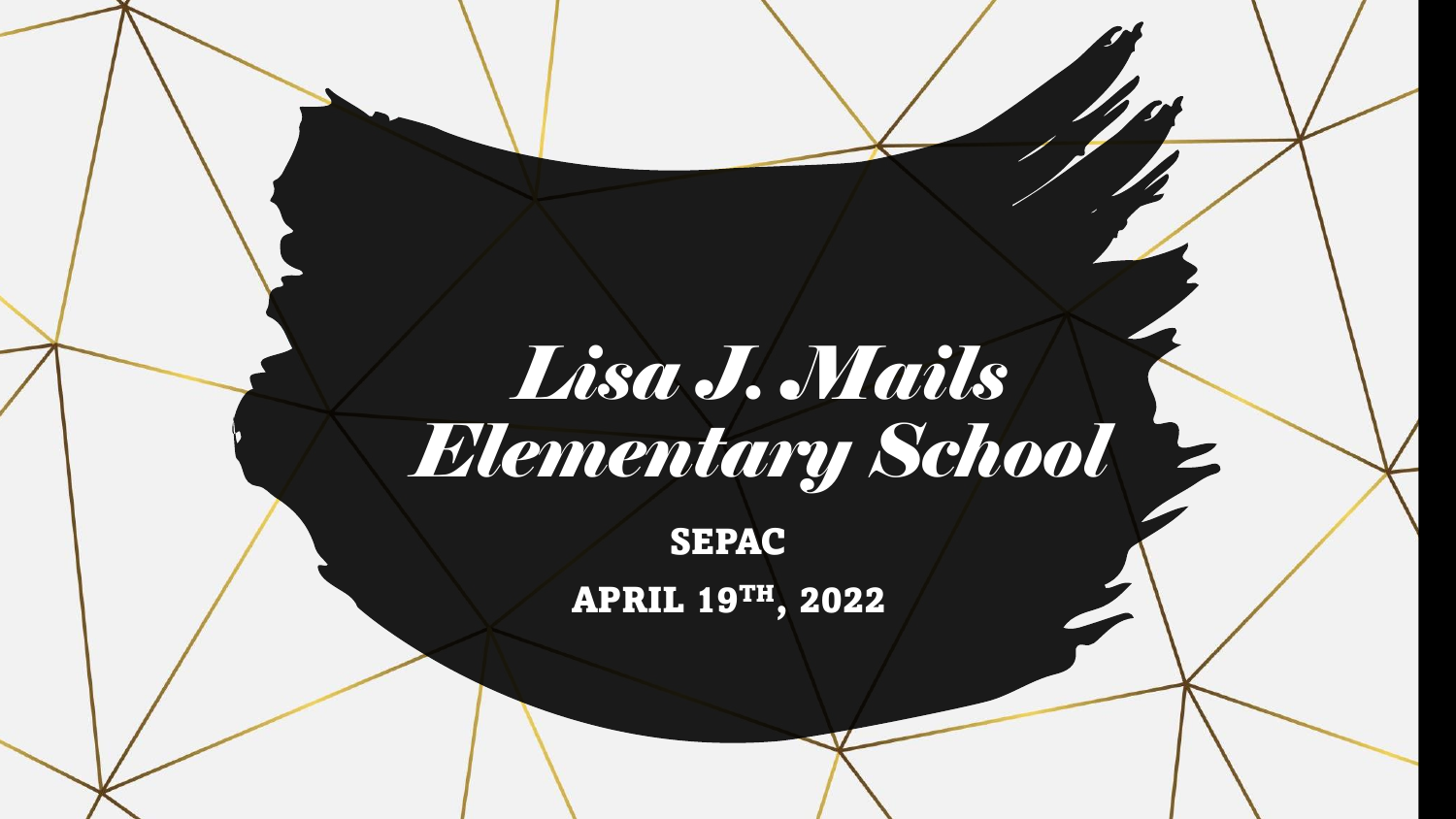# *Lisa J. Mails Elementary School*

**SEPAC**

**APRIL 19TH, 2022**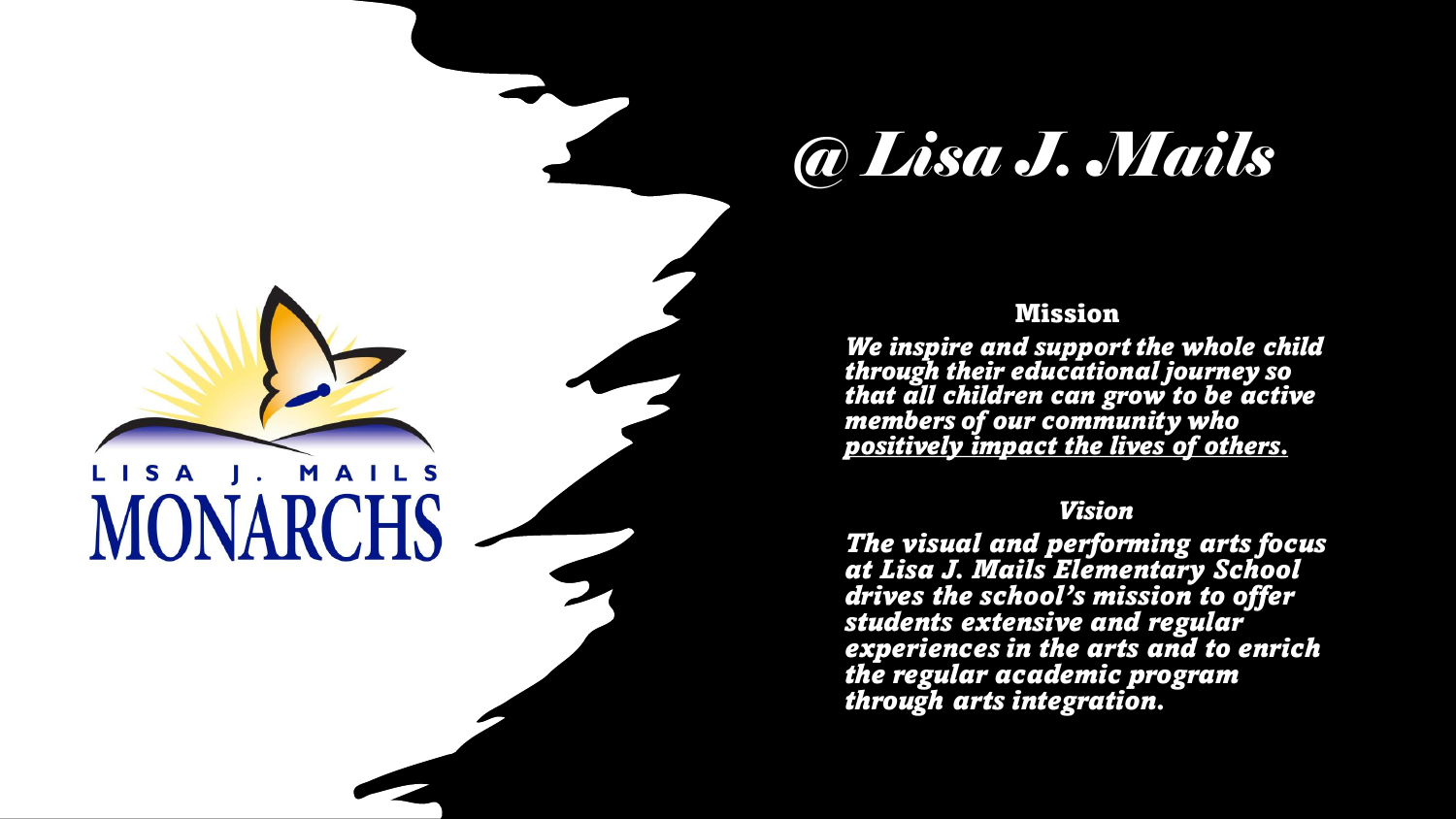LISA J. MAILS

MONARCHS

# *@ Lisa J. Mails*

### Mission

***We inspire and support the whole child through their educational journey so that all children can grow to be active members of our community who positively impact the lives of others.***

### *Vision*

***The visual and performing arts focus at Lisa J. Mails Elementary School drives the school's mission to offer students extensive and regular experiences in the arts and to enrich the regular academic program through arts integration.***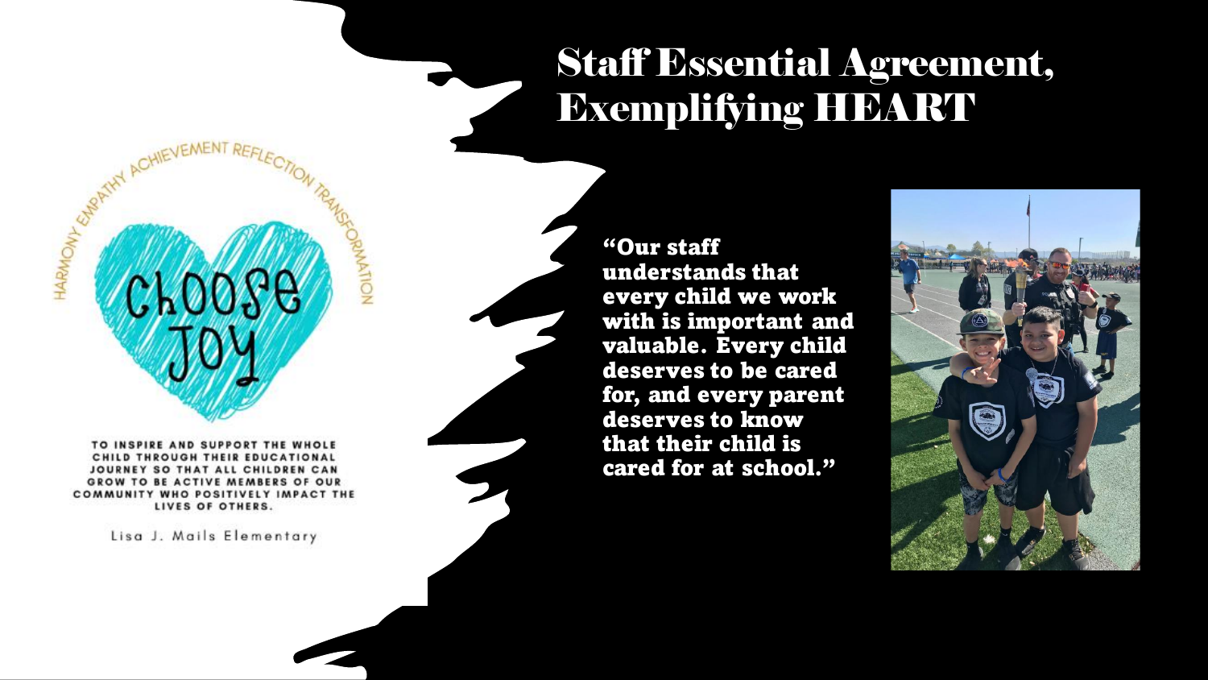# Staff Essential Agreement, Exemplifying HEART

HARMONY EMPATHY ACHIEVEMENT REFLECTION TRANSFORMATION

Choose Joy

TO INSPIRE AND SUPPORT THE WHOLE CHILD THROUGH THEIR EDUCATIONAL JOURNEY SO THAT ALL CHILDREN CAN GROW TO BE ACTIVE MEMBERS OF OUR COMMUNITY WHO POSITIVELY IMPACT THE LIVES OF OTHERS.

Lisa J. Mails Elementary

**"Our staff understands that every child we work with is important and valuable. Every child deserves to be cared for, and every parent deserves to know that their child is cared for at school."**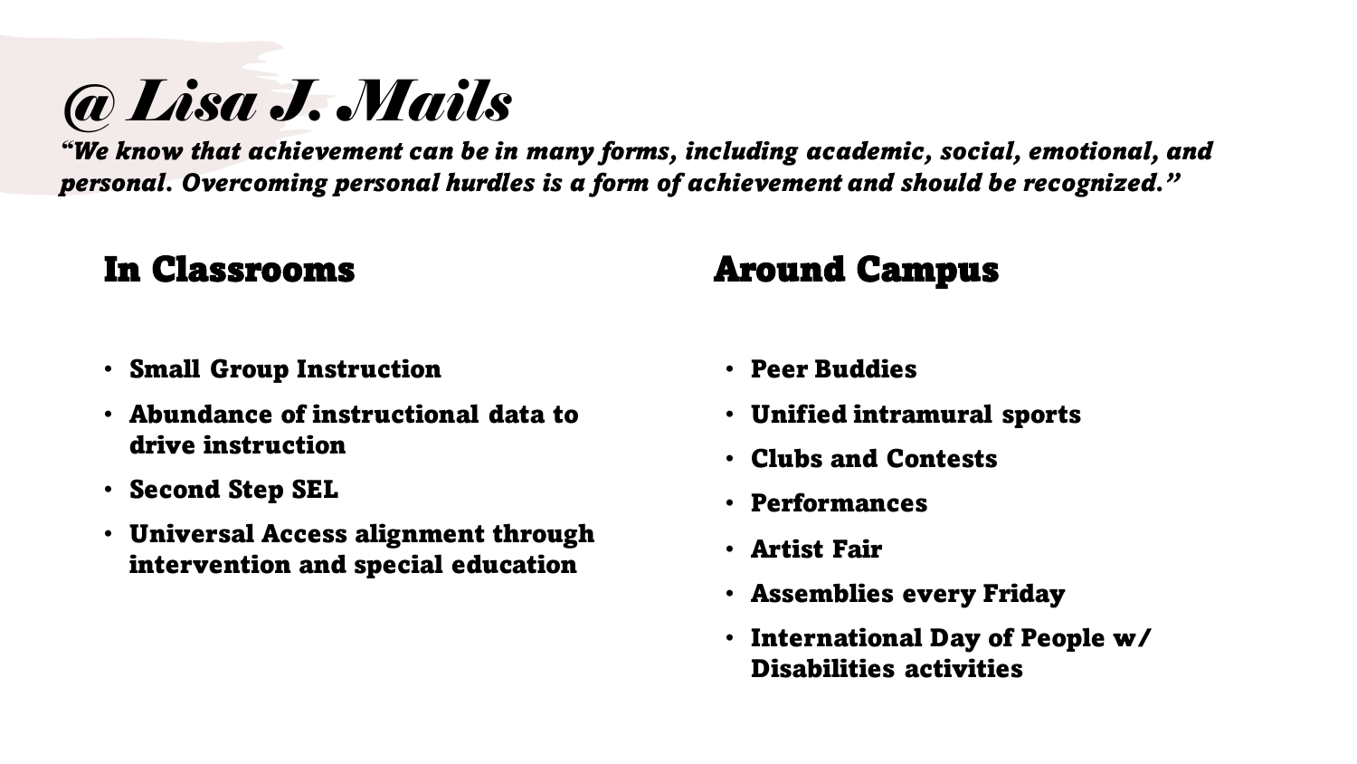# *@ Lisa J. Mails*

***"We know that achievement can be in many forms, including academic, social, emotional, and personal. Overcoming personal hurdles is a form of achievement and should be recognized."***

## In Classrooms

- **Small Group Instruction**
- **Abundance of instructional data to drive instruction**
- **Second Step SEL**
- **Universal Access alignment through intervention and special education**

## Around Campus

- **Peer Buddies**
- **Unified intramural sports**
- **Clubs and Contests**
- **Performances**
- **Artist Fair**
- **Assemblies every Friday**
- **International Day of People w/ Disabilities activities**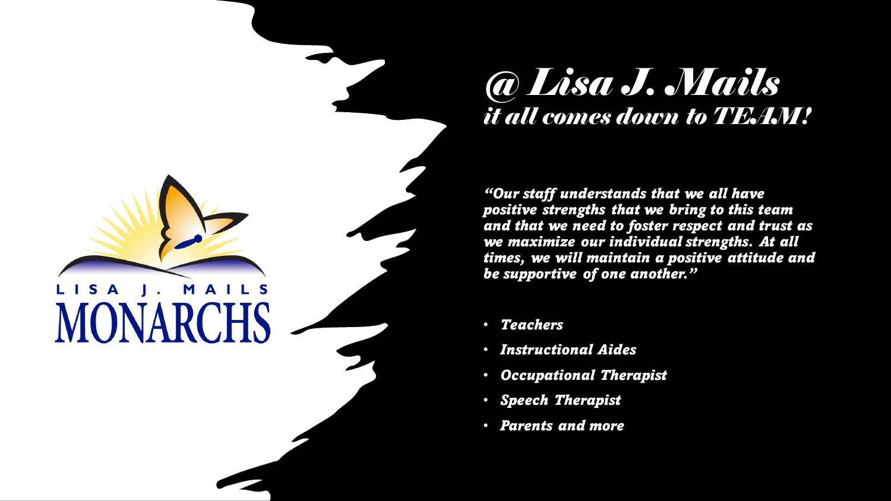LISA J. MAILS

MONARCHS

# *@ Lisa J. Mails*

## *it all comes down to TEAM!*

*"Our staff understands that we all have positive strengths that we bring to this team and that we need to foster respect and trust as we maximize our individual strengths. At all times, we will maintain a positive attitude and be supportive of one another."*

- *Teachers*
- *Instructional Aides*
- *Occupational Therapist*
- *Speech Therapist*
- *Parents and more*